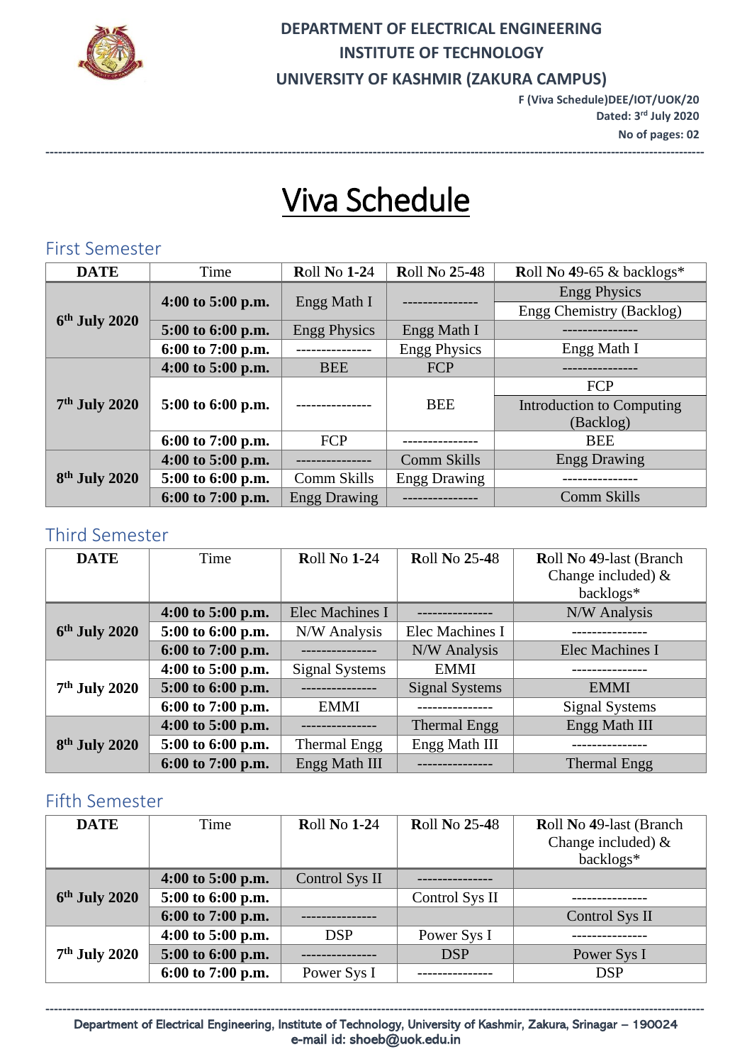**DEPARTMENT OF ELECTRICAL ENGINEERING**
**INSTITUTE OF TECHNOLOGY**
**UNIVERSITY OF KASHMIR (ZAKURA CAMPUS)**

**F (Viva Schedule)DEE/IOT/UOK/20**
**Dated: 3rd July 2020**
**No of pages: 02**

---

# Viva Schedule

## First Semester

| DATE | Time | Roll No 1-24 | Roll No 25-48 | Roll No 49-65 & backlogs* |
|---|---|---|---|---|
| 6th July 2020 | 4:00 to 5:00 p.m. | Engg Math I | --------------- | Engg Physics |
| | | | | Engg Chemistry (Backlog) |
| | 5:00 to 6:00 p.m. | Engg Physics | Engg Math I | --------------- |
| | 6:00 to 7:00 p.m. | --------------- | Engg Physics | Engg Math I |
| 7th July 2020 | 4:00 to 5:00 p.m. | BEE | FCP | --------------- |
| | 5:00 to 6:00 p.m. | --------------- | BEE | FCP |
| | | | | Introduction to Computing (Backlog) |
| | 6:00 to 7:00 p.m. | FCP | --------------- | BEE |
| 8th July 2020 | 4:00 to 5:00 p.m. | --------------- | Comm Skills | Engg Drawing |
| | 5:00 to 6:00 p.m. | Comm Skills | Engg Drawing | --------------- |
| | 6:00 to 7:00 p.m. | Engg Drawing | --------------- | Comm Skills |

## Third Semester

| DATE | Time | Roll No 1-24 | Roll No 25-48 | Roll No 49-last (Branch Change included) & backlogs* |
|---|---|---|---|---|
| 6th July 2020 | 4:00 to 5:00 p.m. | Elec Machines I | --------------- | N/W Analysis |
| | 5:00 to 6:00 p.m. | N/W Analysis | Elec Machines I | --------------- |
| | 6:00 to 7:00 p.m. | --------------- | N/W Analysis | Elec Machines I |
| 7th July 2020 | 4:00 to 5:00 p.m. | Signal Systems | EMMI | --------------- |
| | 5:00 to 6:00 p.m. | --------------- | Signal Systems | EMMI |
| | 6:00 to 7:00 p.m. | EMMI | --------------- | Signal Systems |
| 8th July 2020 | 4:00 to 5:00 p.m. | --------------- | Thermal Engg | Engg Math III |
| | 5:00 to 6:00 p.m. | Thermal Engg | Engg Math III | --------------- |
| | 6:00 to 7:00 p.m. | Engg Math III | --------------- | Thermal Engg |

## Fifth Semester

| DATE | Time | Roll No 1-24 | Roll No 25-48 | Roll No 49-last (Branch Change included) & backlogs* |
|---|---|---|---|---|
| 6th July 2020 | 4:00 to 5:00 p.m. | Control Sys II | --------------- | |
| | 5:00 to 6:00 p.m. | | Control Sys II | --------------- |
| | 6:00 to 7:00 p.m. | --------------- | | Control Sys II |
| 7th July 2020 | 4:00 to 5:00 p.m. | DSP | Power Sys I | --------------- |
| | 5:00 to 6:00 p.m. | --------------- | DSP | Power Sys I |
| | 6:00 to 7:00 p.m. | Power Sys I | --------------- | DSP |

---

Department of Electrical Engineering, Institute of Technology, University of Kashmir, Zakura, Srinagar – 190024
e-mail id: shoeb@uok.edu.in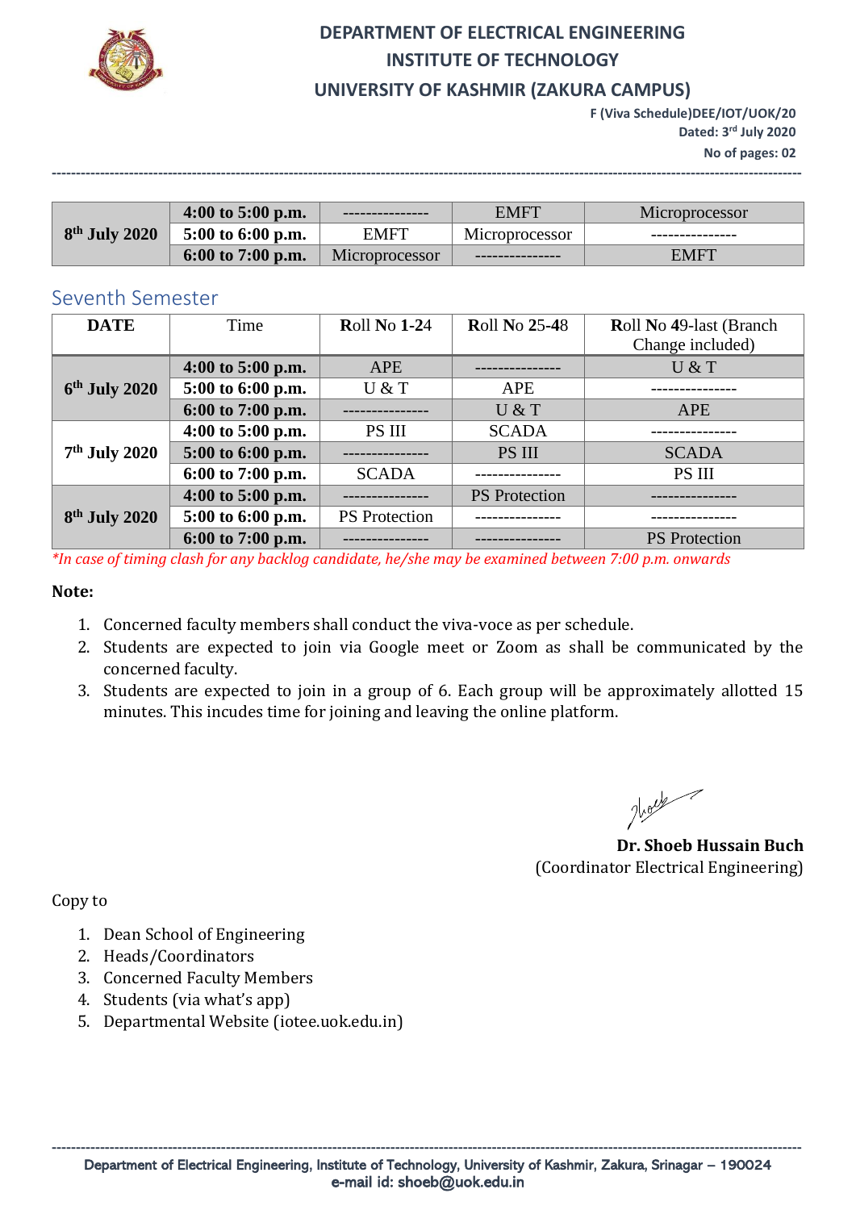# DEPARTMENT OF ELECTRICAL ENGINEERING
## INSTITUTE OF TECHNOLOGY
## UNIVERSITY OF KASHMIR (ZAKURA CAMPUS)

F (Viva Schedule)DEE/IOT/UOK/20
Dated: 3rd July 2020
No of pages: 02

---

| | | | | |
|---|---|---|---|---|
| **8th July 2020** | **4:00 to 5:00 p.m.** | --------------- | EMFT | Microprocessor |
| | **5:00 to 6:00 p.m.** | EMFT | Microprocessor | --------------- |
| | **6:00 to 7:00 p.m.** | Microprocessor | --------------- | EMFT |

## Seventh Semester

| DATE | Time | Roll No 1-24 | Roll No 25-48 | Roll No 49-last (Branch Change included) |
|---|---|---|---|---|
| **6th July 2020** | **4:00 to 5:00 p.m.** | APE | --------------- | U & T |
| | **5:00 to 6:00 p.m.** | U & T | APE | --------------- |
| | **6:00 to 7:00 p.m.** | --------------- | U & T | APE |
| **7th July 2020** | **4:00 to 5:00 p.m.** | PS III | SCADA | --------------- |
| | **5:00 to 6:00 p.m.** | --------------- | PS III | SCADA |
| | **6:00 to 7:00 p.m.** | SCADA | --------------- | PS III |
| **8th July 2020** | **4:00 to 5:00 p.m.** | --------------- | PS Protection | --------------- |
| | **5:00 to 6:00 p.m.** | PS Protection | --------------- | --------------- |
| | **6:00 to 7:00 p.m.** | --------------- | --------------- | PS Protection |

*\*In case of timing clash for any backlog candidate, he/she may be examined between 7:00 p.m. onwards*

**Note:**

1. Concerned faculty members shall conduct the viva-voce as per schedule.
2. Students are expected to join via Google meet or Zoom as shall be communicated by the concerned faculty.
3. Students are expected to join in a group of 6. Each group will be approximately allotted 15 minutes. This incudes time for joining and leaving the online platform.

**Dr. Shoeb Hussain Buch**
(Coordinator Electrical Engineering)

Copy to

1. Dean School of Engineering
2. Heads/Coordinators
3. Concerned Faculty Members
4. Students (via what's app)
5. Departmental Website (iotee.uok.edu.in)

---

Department of Electrical Engineering, Institute of Technology, University of Kashmir, Zakura, Srinagar – 190024
e-mail id: shoeb@uok.edu.in